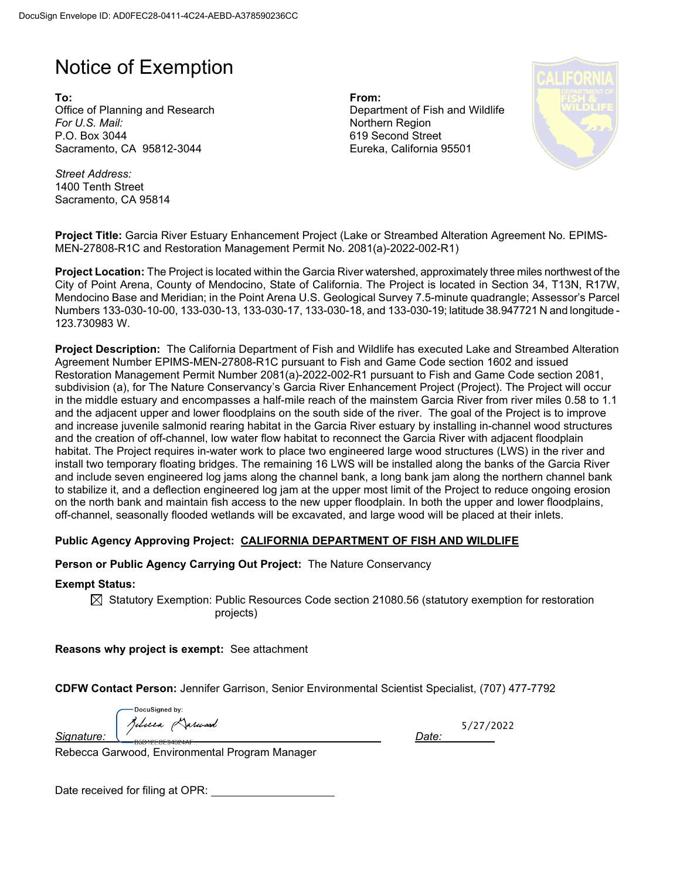DocuSign Envelope ID: AD0FEC28-0411-4C24-AEBD-A378590236CC

# Notice of Exemption

**To:**
Office of Planning and Research
*For U.S. Mail:*
P.O. Box 3044
Sacramento, CA 95812-3044

*Street Address:*
1400 Tenth Street
Sacramento, CA 95814

**From:**
Department of Fish and Wildlife
Northern Region
619 Second Street
Eureka, California 95501

**Project Title:** Garcia River Estuary Enhancement Project (Lake or Streambed Alteration Agreement No. EPIMS-MEN-27808-R1C and Restoration Management Permit No. 2081(a)-2022-002-R1)

**Project Location:** The Project is located within the Garcia River watershed, approximately three miles northwest of the City of Point Arena, County of Mendocino, State of California. The Project is located in Section 34, T13N, R17W, Mendocino Base and Meridian; in the Point Arena U.S. Geological Survey 7.5-minute quadrangle; Assessor's Parcel Numbers 133-030-10-00, 133-030-13, 133-030-17, 133-030-18, and 133-030-19; latitude 38.947721 N and longitude -123.730983 W.

**Project Description:** The California Department of Fish and Wildlife has executed Lake and Streambed Alteration Agreement Number EPIMS-MEN-27808-R1C pursuant to Fish and Game Code section 1602 and issued Restoration Management Permit Number 2081(a)-2022-002-R1 pursuant to Fish and Game Code section 2081, subdivision (a), for The Nature Conservancy's Garcia River Enhancement Project (Project). The Project will occur in the middle estuary and encompasses a half-mile reach of the mainstem Garcia River from river miles 0.58 to 1.1 and the adjacent upper and lower floodplains on the south side of the river. The goal of the Project is to improve and increase juvenile salmonid rearing habitat in the Garcia River estuary by installing in-channel wood structures and the creation of off-channel, low water flow habitat to reconnect the Garcia River with adjacent floodplain habitat. The Project requires in-water work to place two engineered large wood structures (LWS) in the river and install two temporary floating bridges. The remaining 16 LWS will be installed along the banks of the Garcia River and include seven engineered log jams along the channel bank, a long bank jam along the northern channel bank to stabilize it, and a deflection engineered log jam at the upper most limit of the Project to reduce ongoing erosion on the north bank and maintain fish access to the new upper floodplain. In both the upper and lower floodplains, off-channel, seasonally flooded wetlands will be excavated, and large wood will be placed at their inlets.

**Public Agency Approving Project:** **CALIFORNIA DEPARTMENT OF FISH AND WILDLIFE**

**Person or Public Agency Carrying Out Project:** The Nature Conservancy

**Exempt Status:**

☒ Statutory Exemption: Public Resources Code section 21080.56 (statutory exemption for restoration projects)

**Reasons why project is exempt:** See attachment

**CDFW Contact Person:** Jennifer Garrison, Senior Environmental Scientist Specialist, (707) 477-7792

*Signature:* DocuSigned by: Rebecca Garwood — B3D12E0E94524AF                *Date:* 5/27/2022

Rebecca Garwood, Environmental Program Manager

Date received for filing at OPR: ____________________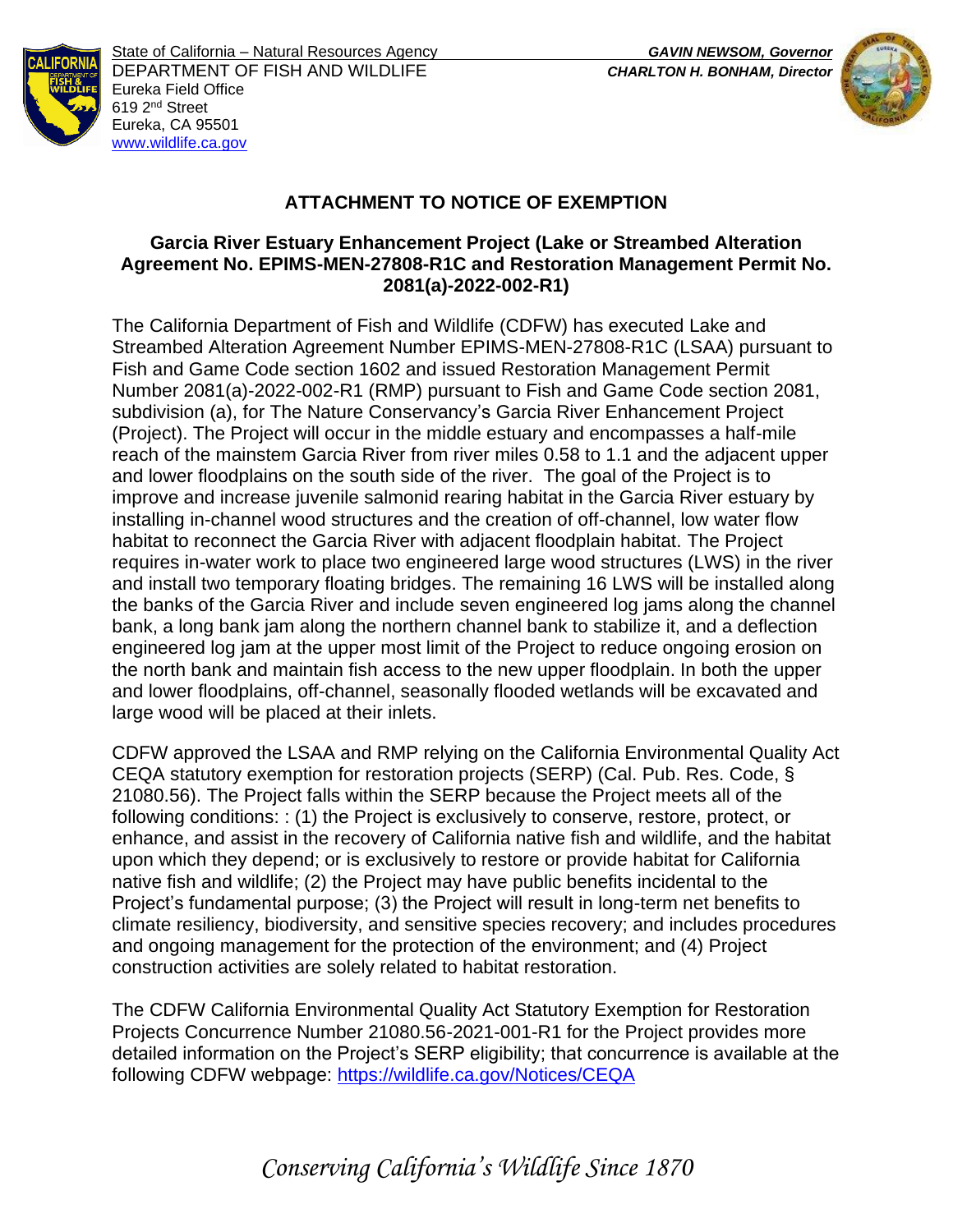State of California – Natural Resources Agency
DEPARTMENT OF FISH AND WILDLIFE
Eureka Field Office
619 2nd Street
Eureka, CA 95501
www.wildlife.ca.gov

*GAVIN NEWSOM, Governor*
*CHARLTON H. BONHAM, Director*

## ATTACHMENT TO NOTICE OF EXEMPTION

### Garcia River Estuary Enhancement Project (Lake or Streambed Alteration Agreement No. EPIMS-MEN-27808-R1C and Restoration Management Permit No. 2081(a)-2022-002-R1)

The California Department of Fish and Wildlife (CDFW) has executed Lake and Streambed Alteration Agreement Number EPIMS-MEN-27808-R1C (LSAA) pursuant to Fish and Game Code section 1602 and issued Restoration Management Permit Number 2081(a)-2022-002-R1 (RMP) pursuant to Fish and Game Code section 2081, subdivision (a), for The Nature Conservancy's Garcia River Enhancement Project (Project). The Project will occur in the middle estuary and encompasses a half-mile reach of the mainstem Garcia River from river miles 0.58 to 1.1 and the adjacent upper and lower floodplains on the south side of the river. The goal of the Project is to improve and increase juvenile salmonid rearing habitat in the Garcia River estuary by installing in-channel wood structures and the creation of off-channel, low water flow habitat to reconnect the Garcia River with adjacent floodplain habitat. The Project requires in-water work to place two engineered large wood structures (LWS) in the river and install two temporary floating bridges. The remaining 16 LWS will be installed along the banks of the Garcia River and include seven engineered log jams along the channel bank, a long bank jam along the northern channel bank to stabilize it, and a deflection engineered log jam at the upper most limit of the Project to reduce ongoing erosion on the north bank and maintain fish access to the new upper floodplain. In both the upper and lower floodplains, off-channel, seasonally flooded wetlands will be excavated and large wood will be placed at their inlets.

CDFW approved the LSAA and RMP relying on the California Environmental Quality Act CEQA statutory exemption for restoration projects (SERP) (Cal. Pub. Res. Code, § 21080.56). The Project falls within the SERP because the Project meets all of the following conditions: : (1) the Project is exclusively to conserve, restore, protect, or enhance, and assist in the recovery of California native fish and wildlife, and the habitat upon which they depend; or is exclusively to restore or provide habitat for California native fish and wildlife; (2) the Project may have public benefits incidental to the Project's fundamental purpose; (3) the Project will result in long-term net benefits to climate resiliency, biodiversity, and sensitive species recovery; and includes procedures and ongoing management for the protection of the environment; and (4) Project construction activities are solely related to habitat restoration.

The CDFW California Environmental Quality Act Statutory Exemption for Restoration Projects Concurrence Number 21080.56-2021-001-R1 for the Project provides more detailed information on the Project's SERP eligibility; that concurrence is available at the following CDFW webpage: https://wildlife.ca.gov/Notices/CEQA

*Conserving California's Wildlife Since 1870*